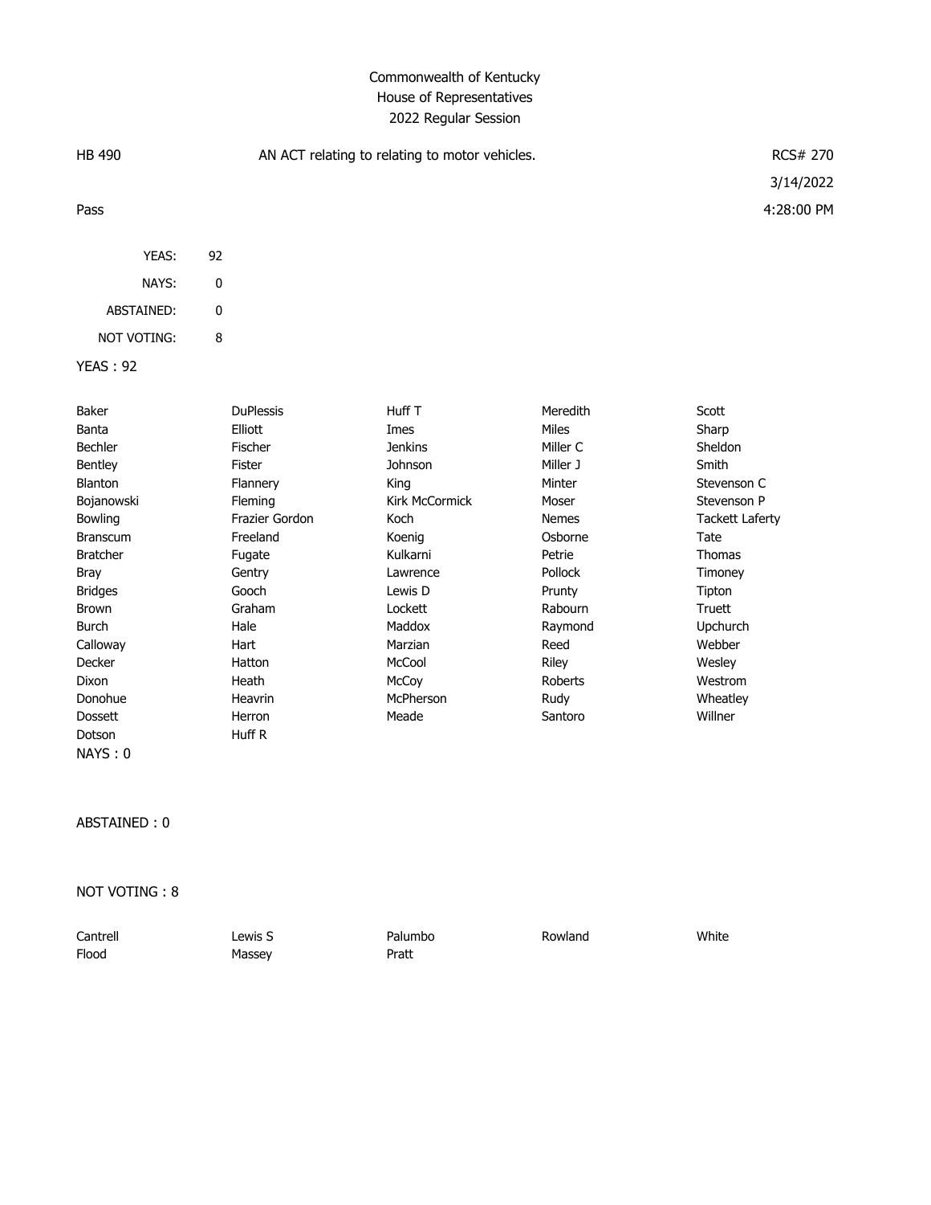Commonwealth of Kentucky
House of Representatives
2022 Regular Session

| HB 490 | AN ACT relating to relating to motor vehicles. | RCS# 270 |
|---|---|---|
| | | 3/14/2022 |
| Pass | | 4:28:00 PM |

| | |
|---|---|
| YEAS: | 92 |
| NAYS: | 0 |
| ABSTAINED: | 0 |
| NOT VOTING: | 8 |

YEAS : 92

| | | | | |
|---|---|---|---|---|
| Baker | DuPlessis | Huff T | Meredith | Scott |
| Banta | Elliott | Imes | Miles | Sharp |
| Bechler | Fischer | Jenkins | Miller C | Sheldon |
| Bentley | Fister | Johnson | Miller J | Smith |
| Blanton | Flannery | King | Minter | Stevenson C |
| Bojanowski | Fleming | Kirk McCormick | Moser | Stevenson P |
| Bowling | Frazier Gordon | Koch | Nemes | Tackett Laferty |
| Branscum | Freeland | Koenig | Osborne | Tate |
| Bratcher | Fugate | Kulkarni | Petrie | Thomas |
| Bray | Gentry | Lawrence | Pollock | Timoney |
| Bridges | Gooch | Lewis D | Prunty | Tipton |
| Brown | Graham | Lockett | Rabourn | Truett |
| Burch | Hale | Maddox | Raymond | Upchurch |
| Calloway | Hart | Marzian | Reed | Webber |
| Decker | Hatton | McCool | Riley | Wesley |
| Dixon | Heath | McCoy | Roberts | Westrom |
| Donohue | Heavrin | McPherson | Rudy | Wheatley |
| Dossett | Herron | Meade | Santoro | Willner |
| Dotson | Huff R | | | |

NAYS : 0

ABSTAINED : 0

NOT VOTING : 8

| | | | | |
|---|---|---|---|---|
| Cantrell | Lewis S | Palumbo | Rowland | White |
| Flood | Massey | Pratt | | |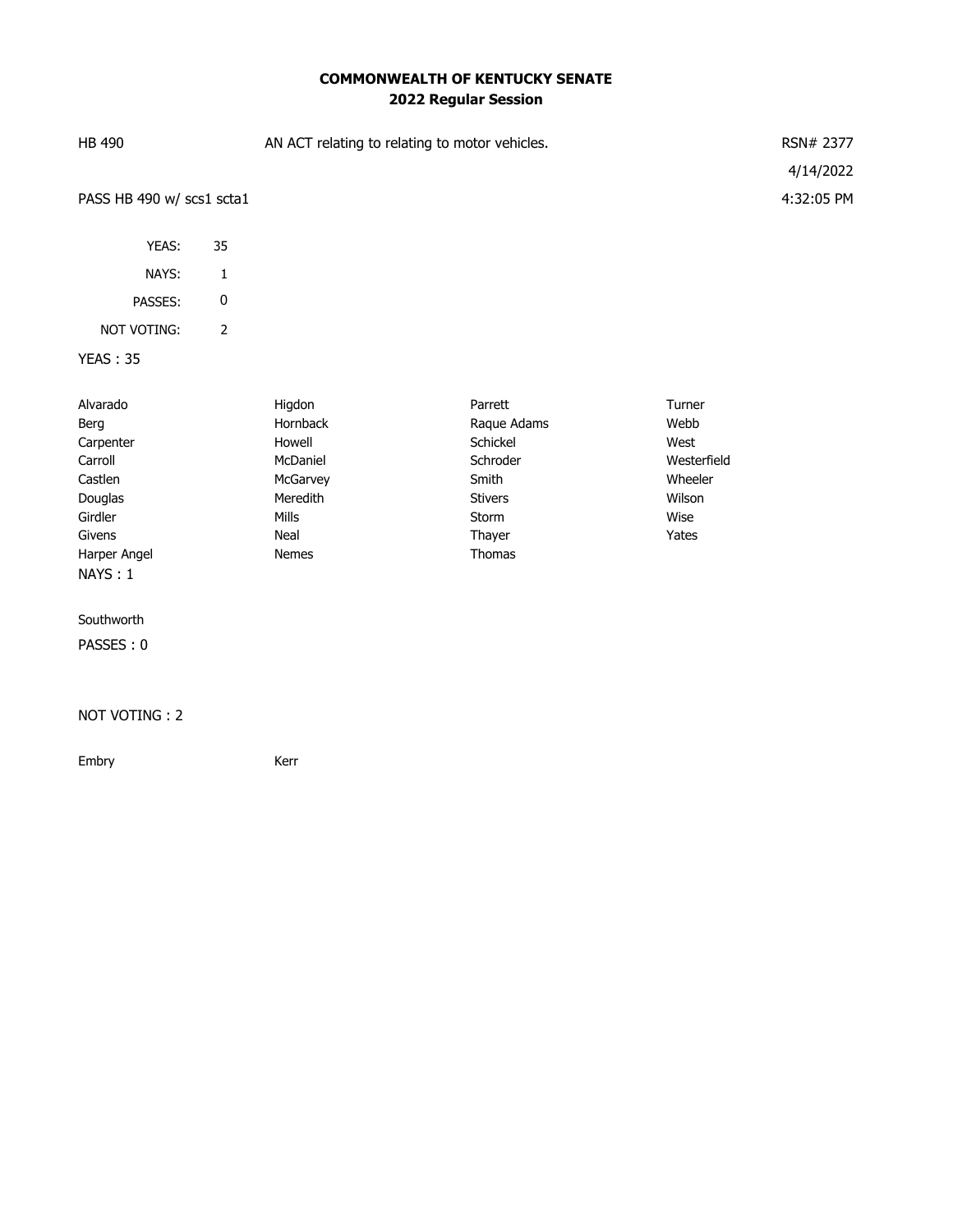**COMMONWEALTH OF KENTUCKY SENATE**
**2022 Regular Session**

HB 490 AN ACT relating to relating to motor vehicles. RSN# 2377

4/14/2022

PASS HB 490 w/ scs1 scta1 4:32:05 PM

| | |
|---|---|
| YEAS: | 35 |
| NAYS: | 1 |
| PASSES: | 0 |
| NOT VOTING: | 2 |

YEAS : 35

| | | | |
|---|---|---|---|
| Alvarado | Higdon | Parrett | Turner |
| Berg | Hornback | Raque Adams | Webb |
| Carpenter | Howell | Schickel | West |
| Carroll | McDaniel | Schroder | Westerfield |
| Castlen | McGarvey | Smith | Wheeler |
| Douglas | Meredith | Stivers | Wilson |
| Girdler | Mills | Storm | Wise |
| Givens | Neal | Thayer | Yates |
| Harper Angel | Nemes | Thomas | |

NAYS : 1

Southworth

PASSES : 0

NOT VOTING : 2

Embry Kerr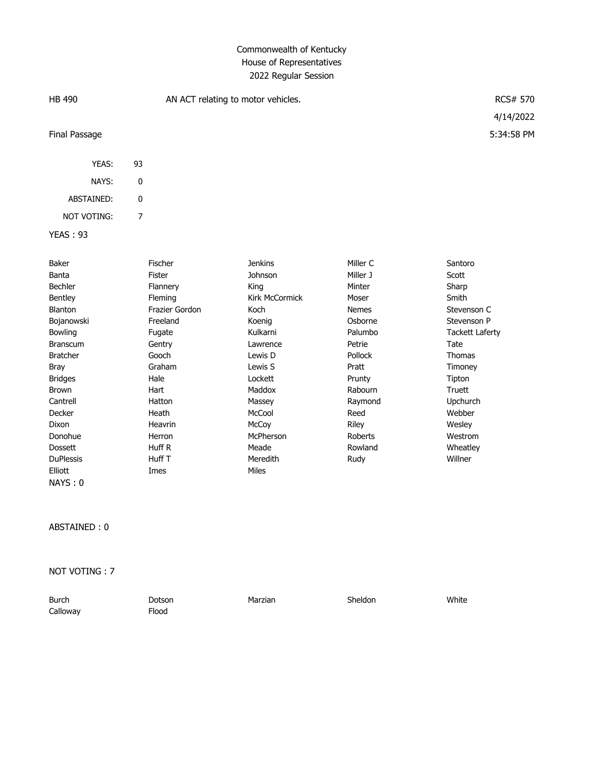Commonwealth of Kentucky
House of Representatives
2022 Regular Session

| | | |
|---|---|---|
| HB 490 | AN ACT relating to motor vehicles. | RCS# 570 |
| | | 4/14/2022 |
| Final Passage | | 5:34:58 PM |

| | |
|---|---|
| YEAS: | 93 |
| NAYS: | 0 |
| ABSTAINED: | 0 |
| NOT VOTING: | 7 |

YEAS : 93

| | | | | |
|---|---|---|---|---|
| Baker | Fischer | Jenkins | Miller C | Santoro |
| Banta | Fister | Johnson | Miller J | Scott |
| Bechler | Flannery | King | Minter | Sharp |
| Bentley | Fleming | Kirk McCormick | Moser | Smith |
| Blanton | Frazier Gordon | Koch | Nemes | Stevenson C |
| Bojanowski | Freeland | Koenig | Osborne | Stevenson P |
| Bowling | Fugate | Kulkarni | Palumbo | Tackett Laferty |
| Branscum | Gentry | Lawrence | Petrie | Tate |
| Bratcher | Gooch | Lewis D | Pollock | Thomas |
| Bray | Graham | Lewis S | Pratt | Timoney |
| Bridges | Hale | Lockett | Prunty | Tipton |
| Brown | Hart | Maddox | Rabourn | Truett |
| Cantrell | Hatton | Massey | Raymond | Upchurch |
| Decker | Heath | McCool | Reed | Webber |
| Dixon | Heavrin | McCoy | Riley | Wesley |
| Donohue | Herron | McPherson | Roberts | Westrom |
| Dossett | Huff R | Meade | Rowland | Wheatley |
| DuPlessis | Huff T | Meredith | Rudy | Willner |
| Elliott | Imes | Miles | | |

NAYS : 0

ABSTAINED : 0

NOT VOTING : 7

| | | | | |
|---|---|---|---|---|
| Burch | Dotson | Marzian | Sheldon | White |
| Calloway | Flood | | | |